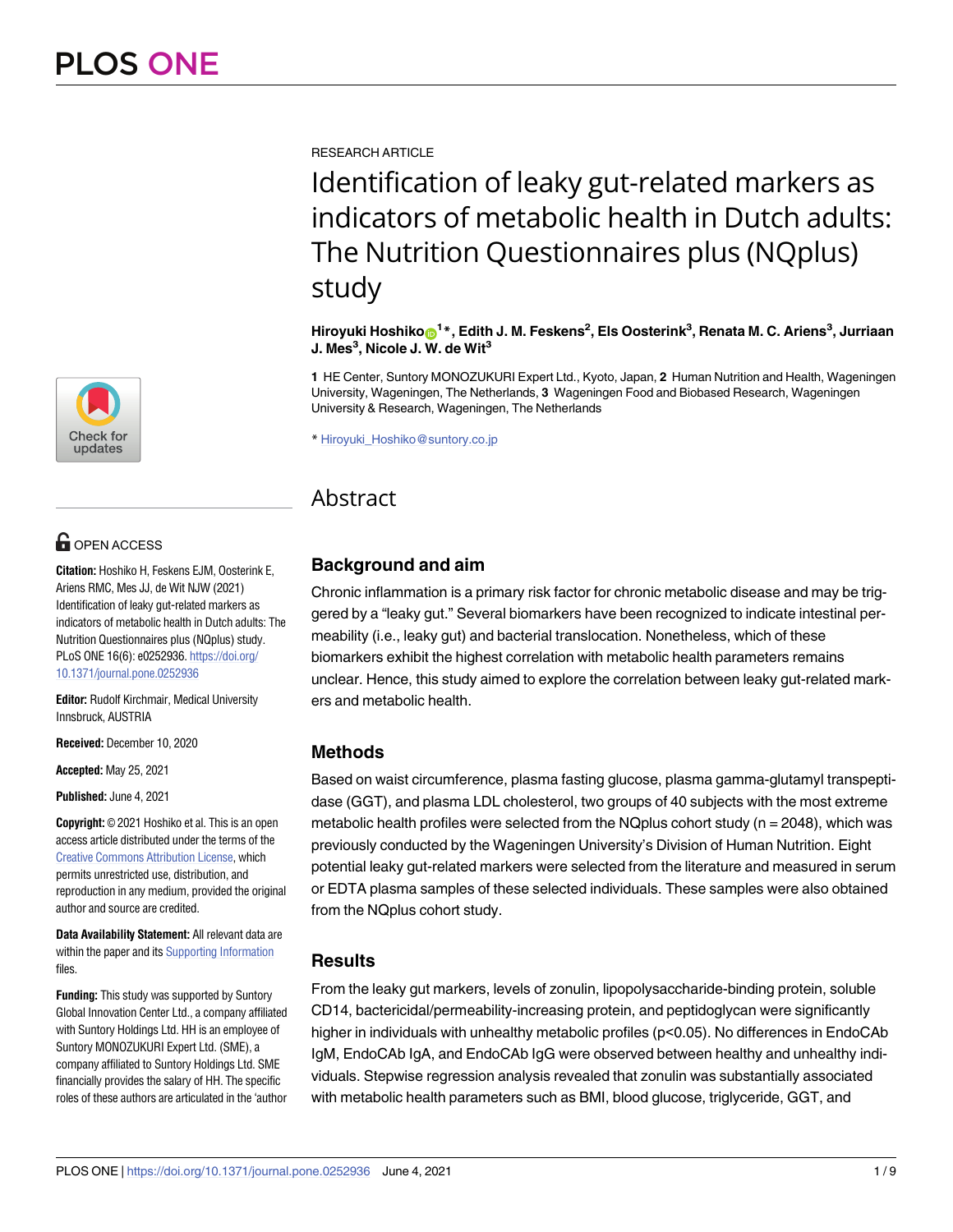RESEARCH ARTICLE

# Identification of leaky gut-related markers as indicators of metabolic health in Dutch adults: The Nutrition Questionnaires plus (NQplus) study

**Hiroyuki Hoshiko[1]\*, Edith J. M. Feskens[2], Els Oosterink[3], Renata M. C. Ariens[3], Jurriaan J. Mes[3], Nicole J. W. de Wit[3]**

**1** HE Center, Suntory MONOZUKURI Expert Ltd., Kyoto, Japan, **2** Human Nutrition and Health, Wageningen University, Wageningen, The Netherlands, **3** Wageningen Food and Biobased Research, Wageningen University & Research, Wageningen, The Netherlands

\* Hiroyuki_Hoshiko@suntory.co.jp

OPEN ACCESS

**Citation:** Hoshiko H, Feskens EJM, Oosterink E, Ariens RMC, Mes JJ, de Wit NJW (2021) Identification of leaky gut-related markers as indicators of metabolic health in Dutch adults: The Nutrition Questionnaires plus (NQplus) study. PLoS ONE 16(6): e0252936. https://doi.org/10.1371/journal.pone.0252936

**Editor:** Rudolf Kirchmair, Medical University Innsbruck, AUSTRIA

**Received:** December 10, 2020

**Accepted:** May 25, 2021

**Published:** June 4, 2021

**Copyright:** © 2021 Hoshiko et al. This is an open access article distributed under the terms of the Creative Commons Attribution License, which permits unrestricted use, distribution, and reproduction in any medium, provided the original author and source are credited.

**Data Availability Statement:** All relevant data are within the paper and its Supporting Information files.

**Funding:** This study was supported by Suntory Global Innovation Center Ltd., a company affiliated with Suntory Holdings Ltd. HH is an employee of Suntory MONOZUKURI Expert Ltd. (SME), a company affiliated to Suntory Holdings Ltd. SME financially provides the salary of HH. The specific roles of these authors are articulated in the 'author

## Abstract

### Background and aim

Chronic inflammation is a primary risk factor for chronic metabolic disease and may be triggered by a "leaky gut." Several biomarkers have been recognized to indicate intestinal permeability (i.e., leaky gut) and bacterial translocation. Nonetheless, which of these biomarkers exhibit the highest correlation with metabolic health parameters remains unclear. Hence, this study aimed to explore the correlation between leaky gut-related markers and metabolic health.

### Methods

Based on waist circumference, plasma fasting glucose, plasma gamma-glutamyl transpeptidase (GGT), and plasma LDL cholesterol, two groups of 40 subjects with the most extreme metabolic health profiles were selected from the NQplus cohort study (n = 2048), which was previously conducted by the Wageningen University's Division of Human Nutrition. Eight potential leaky gut-related markers were selected from the literature and measured in serum or EDTA plasma samples of these selected individuals. These samples were also obtained from the NQplus cohort study.

### Results

From the leaky gut markers, levels of zonulin, lipopolysaccharide-binding protein, soluble CD14, bactericidal/permeability-increasing protein, and peptidoglycan were significantly higher in individuals with unhealthy metabolic profiles ($p<0.05$). No differences in EndoCAb IgM, EndoCAb IgA, and EndoCAb IgG were observed between healthy and unhealthy individuals. Stepwise regression analysis revealed that zonulin was substantially associated with metabolic health parameters such as BMI, blood glucose, triglyceride, GGT, and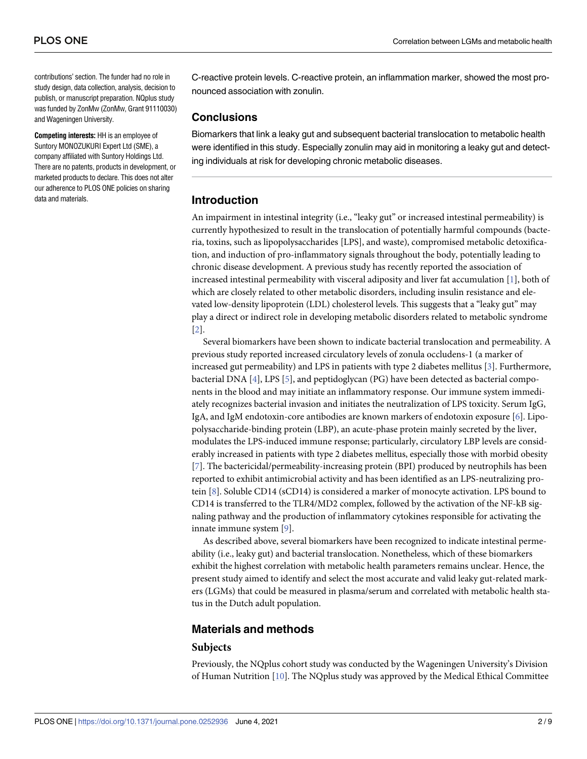contributions' section. The funder had no role in study design, data collection, analysis, decision to publish, or manuscript preparation. NQplus study was funded by ZonMw (ZonMw, Grant 91110030) and Wageningen University.

**Competing interests:** HH is an employee of Suntory MONOZUKURI Expert Ltd (SME), a company affiliated with Suntory Holdings Ltd. There are no patents, products in development, or marketed products to declare. This does not alter our adherence to PLOS ONE policies on sharing data and materials.

C-reactive protein levels. C-reactive protein, an inflammation marker, showed the most pronounced association with zonulin.

## Conclusions

Biomarkers that link a leaky gut and subsequent bacterial translocation to metabolic health were identified in this study. Especially zonulin may aid in monitoring a leaky gut and detecting individuals at risk for developing chronic metabolic diseases.

## Introduction

An impairment in intestinal integrity (i.e., "leaky gut" or increased intestinal permeability) is currently hypothesized to result in the translocation of potentially harmful compounds (bacteria, toxins, such as lipopolysaccharides [LPS], and waste), compromised metabolic detoxification, and induction of pro-inflammatory signals throughout the body, potentially leading to chronic disease development. A previous study has recently reported the association of increased intestinal permeability with visceral adiposity and liver fat accumulation [1], both of which are closely related to other metabolic disorders, including insulin resistance and elevated low-density lipoprotein (LDL) cholesterol levels. This suggests that a "leaky gut" may play a direct or indirect role in developing metabolic disorders related to metabolic syndrome [2].

Several biomarkers have been shown to indicate bacterial translocation and permeability. A previous study reported increased circulatory levels of zonula occludens-1 (a marker of increased gut permeability) and LPS in patients with type 2 diabetes mellitus [3]. Furthermore, bacterial DNA [4], LPS [5], and peptidoglycan (PG) have been detected as bacterial components in the blood and may initiate an inflammatory response. Our immune system immediately recognizes bacterial invasion and initiates the neutralization of LPS toxicity. Serum IgG, IgA, and IgM endotoxin-core antibodies are known markers of endotoxin exposure [6]. Lipopolysaccharide-binding protein (LBP), an acute-phase protein mainly secreted by the liver, modulates the LPS-induced immune response; particularly, circulatory LBP levels are considerably increased in patients with type 2 diabetes mellitus, especially those with morbid obesity [7]. The bactericidal/permeability-increasing protein (BPI) produced by neutrophils has been reported to exhibit antimicrobial activity and has been identified as an LPS-neutralizing protein [8]. Soluble CD14 (sCD14) is considered a marker of monocyte activation. LPS bound to CD14 is transferred to the TLR4/MD2 complex, followed by the activation of the NF-kB signaling pathway and the production of inflammatory cytokines responsible for activating the innate immune system [9].

As described above, several biomarkers have been recognized to indicate intestinal permeability (i.e., leaky gut) and bacterial translocation. Nonetheless, which of these biomarkers exhibit the highest correlation with metabolic health parameters remains unclear. Hence, the present study aimed to identify and select the most accurate and valid leaky gut-related markers (LGMs) that could be measured in plasma/serum and correlated with metabolic health status in the Dutch adult population.

## Materials and methods

### Subjects

Previously, the NQplus cohort study was conducted by the Wageningen University's Division of Human Nutrition [10]. The NQplus study was approved by the Medical Ethical Committee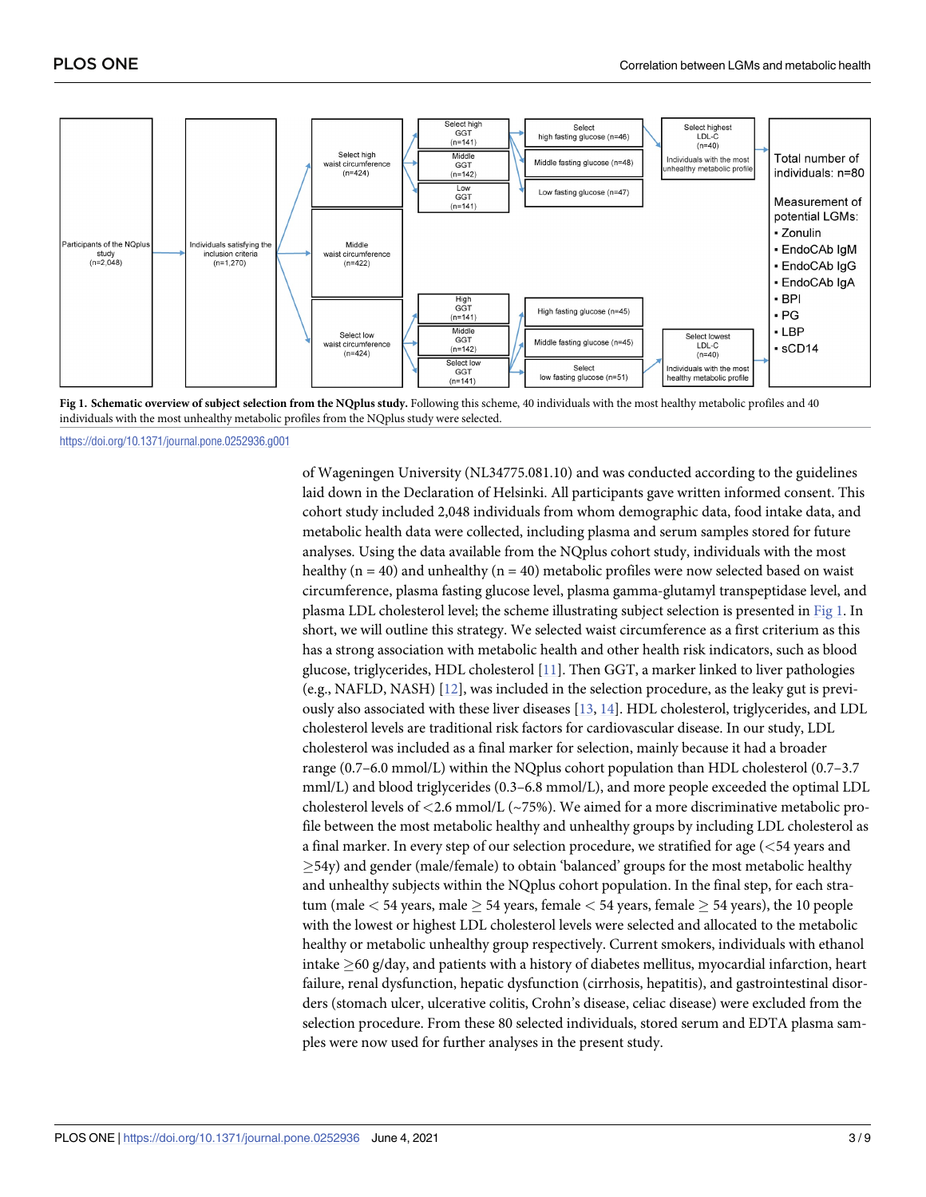**Fig 1. Schematic overview of subject selection from the NQplus study.** Following this scheme, 40 individuals with the most healthy metabolic profiles and 40 individuals with the most unhealthy metabolic profiles from the NQplus study were selected.

https://doi.org/10.1371/journal.pone.0252936.g001

of Wageningen University (NL34775.081.10) and was conducted according to the guidelines laid down in the Declaration of Helsinki. All participants gave written informed consent. This cohort study included 2,048 individuals from whom demographic data, food intake data, and metabolic health data were collected, including plasma and serum samples stored for future analyses. Using the data available from the NQplus cohort study, individuals with the most healthy (n = 40) and unhealthy (n = 40) metabolic profiles were now selected based on waist circumference, plasma fasting glucose level, plasma gamma-glutamyl transpeptidase level, and plasma LDL cholesterol level; the scheme illustrating subject selection is presented in Fig 1. In short, we will outline this strategy. We selected waist circumference as a first criterium as this has a strong association with metabolic health and other health risk indicators, such as blood glucose, triglycerides, HDL cholesterol [11]. Then GGT, a marker linked to liver pathologies (e.g., NAFLD, NASH) [12], was included in the selection procedure, as the leaky gut is previously also associated with these liver diseases [13, 14]. HDL cholesterol, triglycerides, and LDL cholesterol levels are traditional risk factors for cardiovascular disease. In our study, LDL cholesterol was included as a final marker for selection, mainly because it had a broader range (0.7–6.0 mmol/L) within the NQplus cohort population than HDL cholesterol (0.7–3.7 mml/L) and blood triglycerides (0.3–6.8 mmol/L), and more people exceeded the optimal LDL cholesterol levels of <2.6 mmol/L (~75%). We aimed for a more discriminative metabolic profile between the most metabolic healthy and unhealthy groups by including LDL cholesterol as a final marker. In every step of our selection procedure, we stratified for age (<54 years and ≥54y) and gender (male/female) to obtain 'balanced' groups for the most metabolic healthy and unhealthy subjects within the NQplus cohort population. In the final step, for each stratum (male < 54 years, male ≥ 54 years, female < 54 years, female ≥ 54 years), the 10 people with the lowest or highest LDL cholesterol levels were selected and allocated to the metabolic healthy or metabolic unhealthy group respectively. Current smokers, individuals with ethanol intake ≥60 g/day, and patients with a history of diabetes mellitus, myocardial infarction, heart failure, renal dysfunction, hepatic dysfunction (cirrhosis, hepatitis), and gastrointestinal disorders (stomach ulcer, ulcerative colitis, Crohn's disease, celiac disease) were excluded from the selection procedure. From these 80 selected individuals, stored serum and EDTA plasma samples were now used for further analyses in the present study.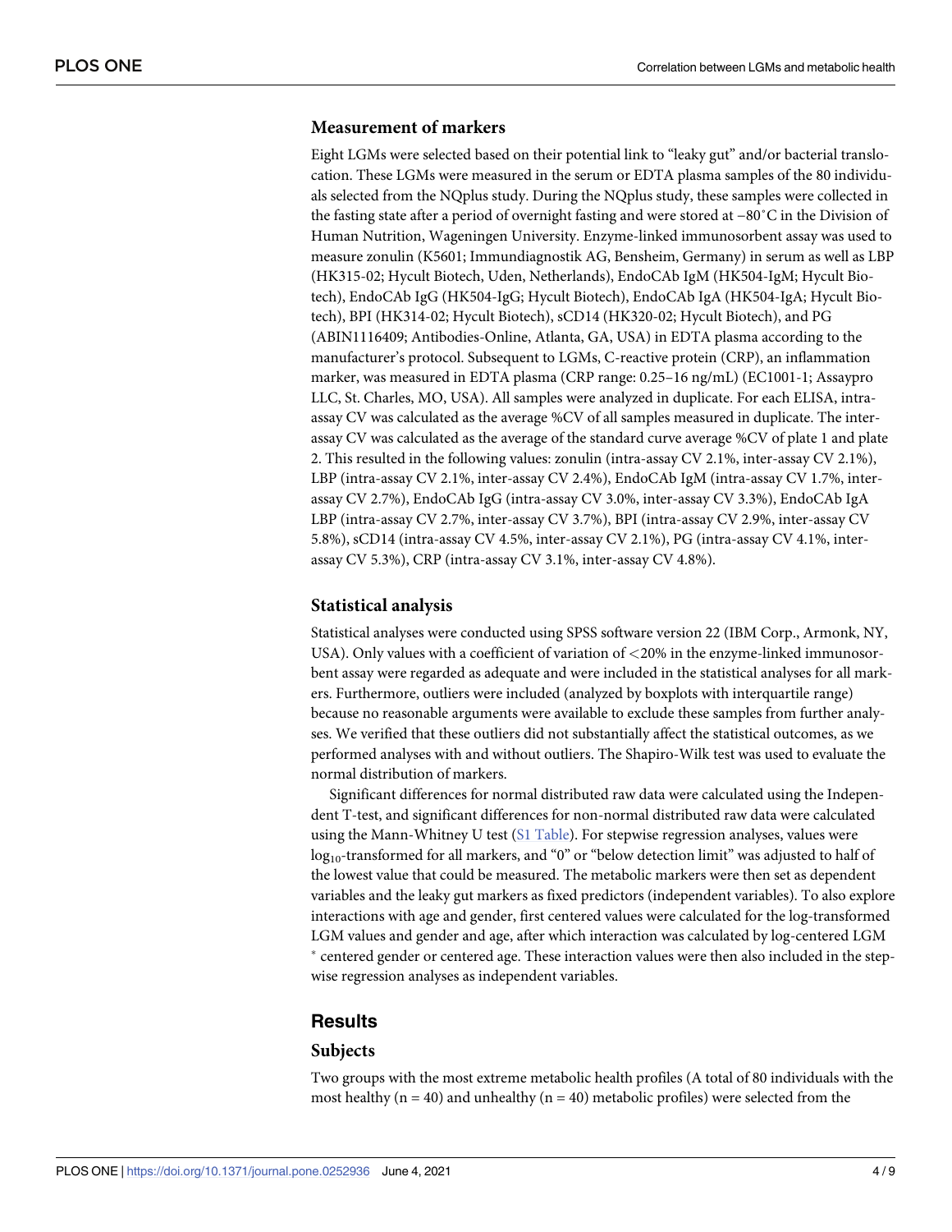### Measurement of markers

Eight LGMs were selected based on their potential link to "leaky gut" and/or bacterial translocation. These LGMs were measured in the serum or EDTA plasma samples of the 80 individuals selected from the NQplus study. During the NQplus study, these samples were collected in the fasting state after a period of overnight fasting and were stored at −80˚C in the Division of Human Nutrition, Wageningen University. Enzyme-linked immunosorbent assay was used to measure zonulin (K5601; Immundiagnostik AG, Bensheim, Germany) in serum as well as LBP (HK315-02; Hycult Biotech, Uden, Netherlands), EndoCAb IgM (HK504-IgM; Hycult Biotech), EndoCAb IgG (HK504-IgG; Hycult Biotech), EndoCAb IgA (HK504-IgA; Hycult Biotech), BPI (HK314-02; Hycult Biotech), sCD14 (HK320-02; Hycult Biotech), and PG (ABIN1116409; Antibodies-Online, Atlanta, GA, USA) in EDTA plasma according to the manufacturer's protocol. Subsequent to LGMs, C-reactive protein (CRP), an inflammation marker, was measured in EDTA plasma (CRP range: 0.25–16 ng/mL) (EC1001-1; Assaypro LLC, St. Charles, MO, USA). All samples were analyzed in duplicate. For each ELISA, intra-assay CV was calculated as the average %CV of all samples measured in duplicate. The inter-assay CV was calculated as the average of the standard curve average %CV of plate 1 and plate 2. This resulted in the following values: zonulin (intra-assay CV 2.1%, inter-assay CV 2.1%), LBP (intra-assay CV 2.1%, inter-assay CV 2.4%), EndoCAb IgM (intra-assay CV 1.7%, inter-assay CV 2.7%), EndoCAb IgG (intra-assay CV 3.0%, inter-assay CV 3.3%), EndoCAb IgA LBP (intra-assay CV 2.7%, inter-assay CV 3.7%), BPI (intra-assay CV 2.9%, inter-assay CV 5.8%), sCD14 (intra-assay CV 4.5%, inter-assay CV 2.1%), PG (intra-assay CV 4.1%, inter-assay CV 5.3%), CRP (intra-assay CV 3.1%, inter-assay CV 4.8%).

### Statistical analysis

Statistical analyses were conducted using SPSS software version 22 (IBM Corp., Armonk, NY, USA). Only values with a coefficient of variation of <20% in the enzyme-linked immunosorbent assay were regarded as adequate and were included in the statistical analyses for all markers. Furthermore, outliers were included (analyzed by boxplots with interquartile range) because no reasonable arguments were available to exclude these samples from further analyses. We verified that these outliers did not substantially affect the statistical outcomes, as we performed analyses with and without outliers. The Shapiro-Wilk test was used to evaluate the normal distribution of markers.

Significant differences for normal distributed raw data were calculated using the Independent T-test, and significant differences for non-normal distributed raw data were calculated using the Mann-Whitney U test (S1 Table). For stepwise regression analyses, values were $\log_{10}$-transformed for all markers, and "0" or "below detection limit" was adjusted to half of the lowest value that could be measured. The metabolic markers were then set as dependent variables and the leaky gut markers as fixed predictors (independent variables). To also explore interactions with age and gender, first centered values were calculated for the log-transformed LGM values and gender and age, after which interaction was calculated by log-centered LGM * centered gender or centered age. These interaction values were then also included in the stepwise regression analyses as independent variables.

## Results

### Subjects

Two groups with the most extreme metabolic health profiles (A total of 80 individuals with the most healthy (n = 40) and unhealthy (n = 40) metabolic profiles) were selected from the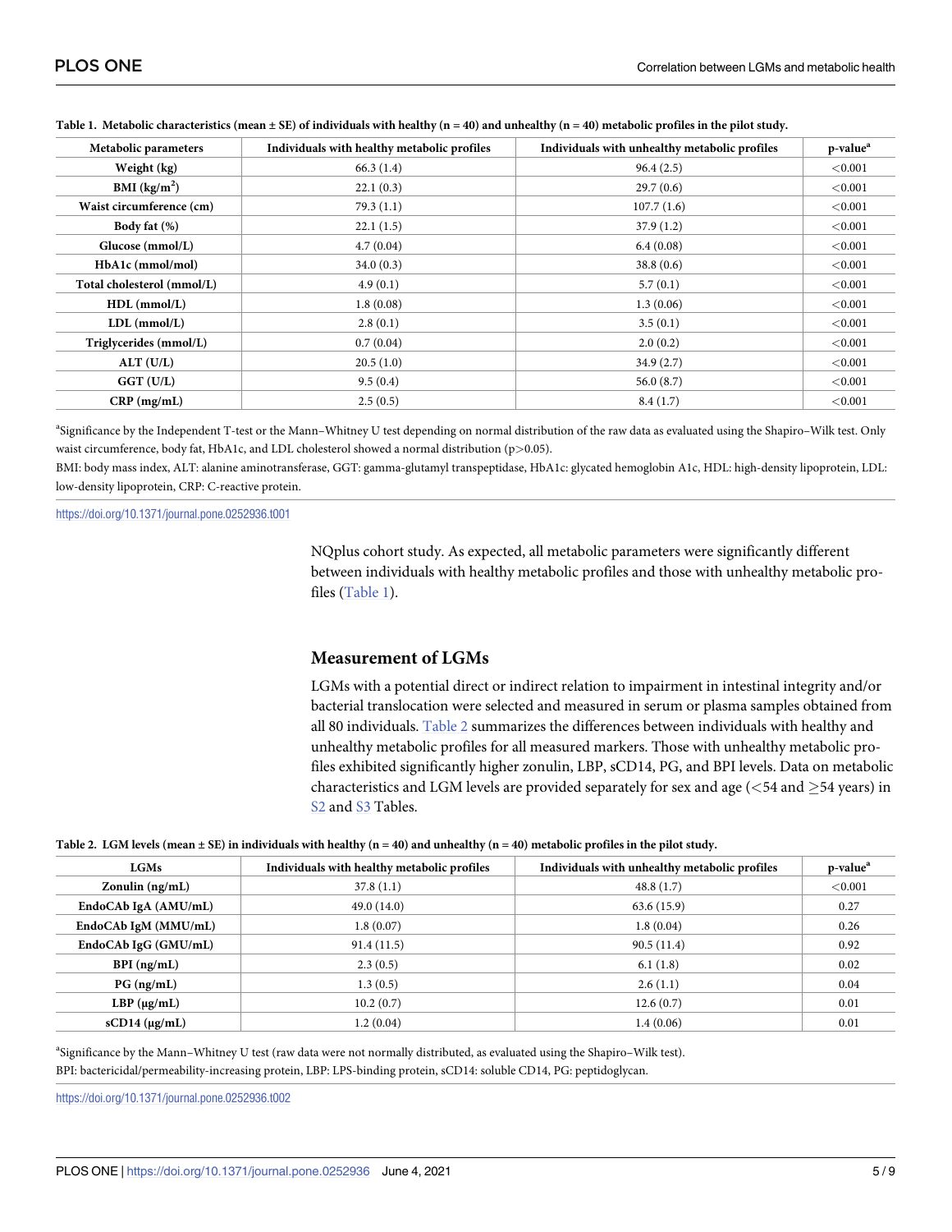**Table 1. Metabolic characteristics (mean ± SE) of individuals with healthy (n = 40) and unhealthy (n = 40) metabolic profiles in the pilot study.**

| Metabolic parameters | Individuals with healthy metabolic profiles | Individuals with unhealthy metabolic profiles | p-value[a] |
|---|---|---|---|
| **Weight (kg)** | 66.3 (1.4) | 96.4 (2.5) | <0.001 |
| **BMI (kg/m$^2$)** | 22.1 (0.3) | 29.7 (0.6) | <0.001 |
| **Waist circumference (cm)** | 79.3 (1.1) | 107.7 (1.6) | <0.001 |
| **Body fat (%)** | 22.1 (1.5) | 37.9 (1.2) | <0.001 |
| **Glucose (mmol/L)** | 4.7 (0.04) | 6.4 (0.08) | <0.001 |
| **HbA1c (mmol/mol)** | 34.0 (0.3) | 38.8 (0.6) | <0.001 |
| **Total cholesterol (mmol/L)** | 4.9 (0.1) | 5.7 (0.1) | <0.001 |
| **HDL (mmol/L)** | 1.8 (0.08) | 1.3 (0.06) | <0.001 |
| **LDL (mmol/L)** | 2.8 (0.1) | 3.5 (0.1) | <0.001 |
| **Triglycerides (mmol/L)** | 0.7 (0.04) | 2.0 (0.2) | <0.001 |
| **ALT (U/L)** | 20.5 (1.0) | 34.9 (2.7) | <0.001 |
| **GGT (U/L)** | 9.5 (0.4) | 56.0 (8.7) | <0.001 |
| **CRP (mg/mL)** | 2.5 (0.5) | 8.4 (1.7) | <0.001 |

[a]Significance by the Independent T-test or the Mann–Whitney U test depending on normal distribution of the raw data as evaluated using the Shapiro–Wilk test. Only waist circumference, body fat, HbA1c, and LDL cholesterol showed a normal distribution ($p > 0.05$).

BMI: body mass index, ALT: alanine aminotransferase, GGT: gamma-glutamyl transpeptidase, HbA1c: glycated hemoglobin A1c, HDL: high-density lipoprotein, LDL: low-density lipoprotein, CRP: C-reactive protein.

https://doi.org/10.1371/journal.pone.0252936.t001

NQplus cohort study. As expected, all metabolic parameters were significantly different between individuals with healthy metabolic profiles and those with unhealthy metabolic profiles (Table 1).

## Measurement of LGMs

LGMs with a potential direct or indirect relation to impairment in intestinal integrity and/or bacterial translocation were selected and measured in serum or plasma samples obtained from all 80 individuals. Table 2 summarizes the differences between individuals with healthy and unhealthy metabolic profiles for all measured markers. Those with unhealthy metabolic profiles exhibited significantly higher zonulin, LBP, sCD14, PG, and BPI levels. Data on metabolic characteristics and LGM levels are provided separately for sex and age (<54 and ≥54 years) in S2 and S3 Tables.

**Table 2. LGM levels (mean ± SE) in individuals with healthy (n = 40) and unhealthy (n = 40) metabolic profiles in the pilot study.**

| LGMs | Individuals with healthy metabolic profiles | Individuals with unhealthy metabolic profiles | p-value[a] |
|---|---|---|---|
| **Zonulin (ng/mL)** | 37.8 (1.1) | 48.8 (1.7) | <0.001 |
| **EndoCAb IgA (AMU/mL)** | 49.0 (14.0) | 63.6 (15.9) | 0.27 |
| **EndoCAb IgM (MMU/mL)** | 1.8 (0.07) | 1.8 (0.04) | 0.26 |
| **EndoCAb IgG (GMU/mL)** | 91.4 (11.5) | 90.5 (11.4) | 0.92 |
| **BPI (ng/mL)** | 2.3 (0.5) | 6.1 (1.8) | 0.02 |
| **PG (ng/mL)** | 1.3 (0.5) | 2.6 (1.1) | 0.04 |
| **LBP (μg/mL)** | 10.2 (0.7) | 12.6 (0.7) | 0.01 |
| **sCD14 (μg/mL)** | 1.2 (0.04) | 1.4 (0.06) | 0.01 |

[a]Significance by the Mann–Whitney U test (raw data were not normally distributed, as evaluated using the Shapiro–Wilk test).

BPI: bactericidal/permeability-increasing protein, LBP: LPS-binding protein, sCD14: soluble CD14, PG: peptidoglycan.

https://doi.org/10.1371/journal.pone.0252936.t002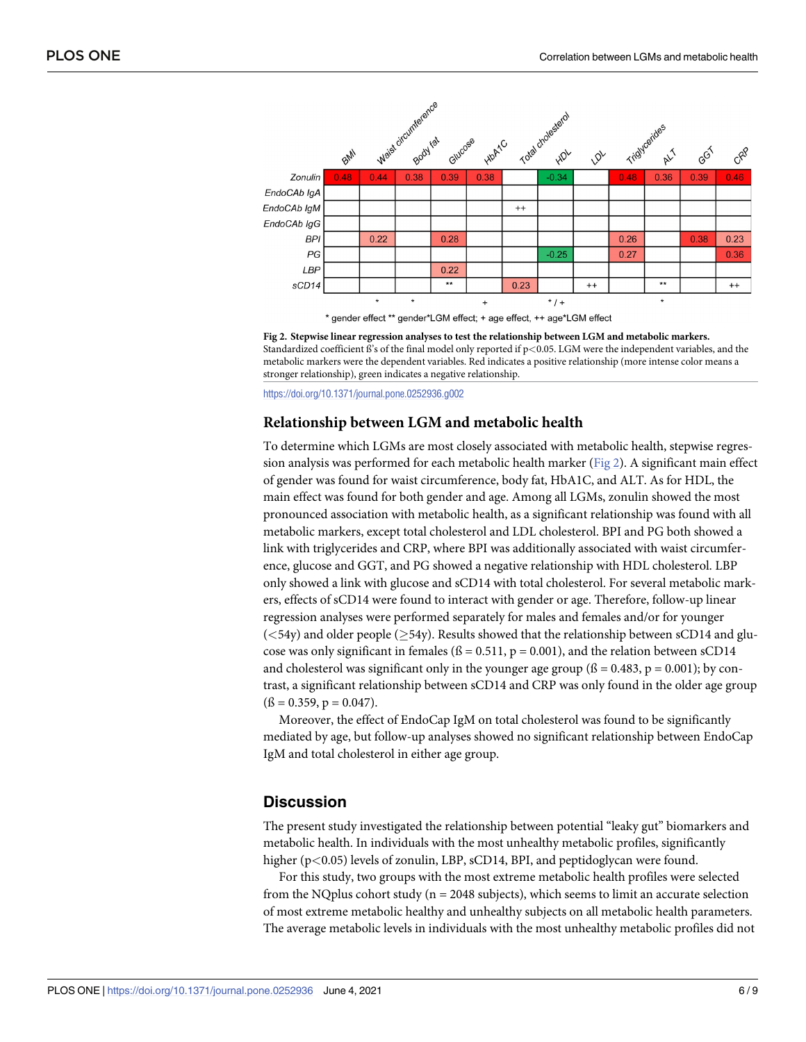| | BMI | Waist circumference | Body fat | Glucose | HbA1C | Total cholesterol | HDL | LDL | Triglycerides | ALT | GGT | CRP |
|---|---|---|---|---|---|---|---|---|---|---|---|---|
| Zonulin | 0.48 | 0.44 | 0.38 | 0.39 | 0.38 | | -0.34 | | 0.48 | 0.36 | 0.39 | 0.46 |
| EndoCAb IgA | | | | | | | | | | | | |
| EndoCAb IgM | | | | | | ++ | | | | | | |
| EndoCAb IgG | | | | | | | | | | | | |
| BPI | | 0.22 | | 0.28 | | | | | 0.26 | | 0.38 | 0.23 |
| PG | | | | | | | -0.25 | | 0.27 | | | 0.36 |
| LBP | | | | 0.22 | | | | | | | | |
| sCD14 | | | | ** | | 0.23 | | ++ | | ** | | ++ |
| | | * | * | | + | | * / + | | | * | | |

* gender effect ** gender*LGM effect; + age effect, ++ age*LGM effect

**Fig 2. Stepwise linear regression analyses to test the relationship between LGM and metabolic markers.** Standardized coefficient ß's of the final model only reported if p<0.05. LGM were the independent variables, and the metabolic markers were the dependent variables. Red indicates a positive relationship (more intense color means a stronger relationship), green indicates a negative relationship.

https://doi.org/10.1371/journal.pone.0252936.g002

## Relationship between LGM and metabolic health

To determine which LGMs are most closely associated with metabolic health, stepwise regression analysis was performed for each metabolic health marker (Fig 2). A significant main effect of gender was found for waist circumference, body fat, HbA1C, and ALT. As for HDL, the main effect was found for both gender and age. Among all LGMs, zonulin showed the most pronounced association with metabolic health, as a significant relationship was found with all metabolic markers, except total cholesterol and LDL cholesterol. BPI and PG both showed a link with triglycerides and CRP, where BPI was additionally associated with waist circumference, glucose and GGT, and PG showed a negative relationship with HDL cholesterol. LBP only showed a link with glucose and sCD14 with total cholesterol. For several metabolic markers, effects of sCD14 were found to interact with gender or age. Therefore, follow-up linear regression analyses were performed separately for males and females and/or for younger ($<$54y) and older people ($\geq$54y). Results showed that the relationship between sCD14 and glucose was only significant in females (ß = 0.511, p = 0.001), and the relation between sCD14 and cholesterol was significant only in the younger age group (ß = 0.483, p = 0.001); by contrast, a significant relationship between sCD14 and CRP was only found in the older age group (ß = 0.359, p = 0.047).

Moreover, the effect of EndoCap IgM on total cholesterol was found to be significantly mediated by age, but follow-up analyses showed no significant relationship between EndoCap IgM and total cholesterol in either age group.

## Discussion

The present study investigated the relationship between potential "leaky gut" biomarkers and metabolic health. In individuals with the most unhealthy metabolic profiles, significantly higher ($p<0.05$) levels of zonulin, LBP, sCD14, BPI, and peptidoglycan were found.

For this study, two groups with the most extreme metabolic health profiles were selected from the NQplus cohort study (n = 2048 subjects), which seems to limit an accurate selection of most extreme metabolic healthy and unhealthy subjects on all metabolic health parameters. The average metabolic levels in individuals with the most unhealthy metabolic profiles did not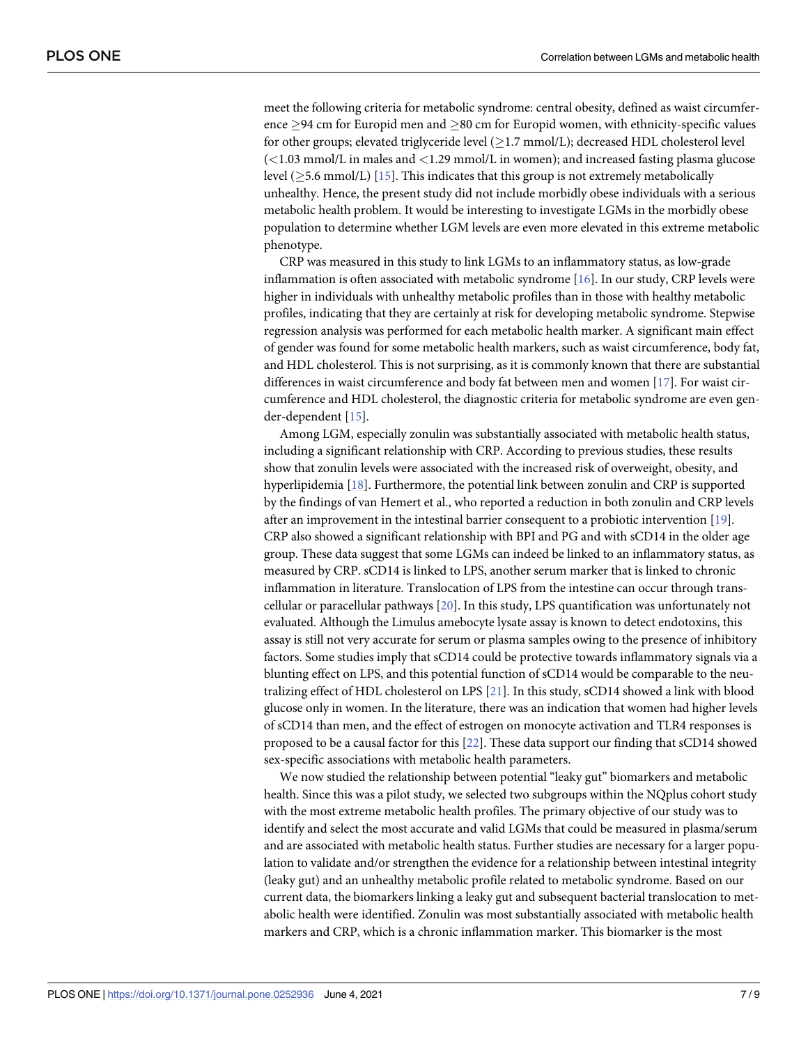meet the following criteria for metabolic syndrome: central obesity, defined as waist circumference $\geq$94 cm for Europid men and $\geq$80 cm for Europid women, with ethnicity-specific values for other groups; elevated triglyceride level ($\geq$1.7 mmol/L); decreased HDL cholesterol level (<1.03 mmol/L in males and <1.29 mmol/L in women); and increased fasting plasma glucose level ($\geq$5.6 mmol/L) [15]. This indicates that this group is not extremely metabolically unhealthy. Hence, the present study did not include morbidly obese individuals with a serious metabolic health problem. It would be interesting to investigate LGMs in the morbidly obese population to determine whether LGM levels are even more elevated in this extreme metabolic phenotype.

CRP was measured in this study to link LGMs to an inflammatory status, as low-grade inflammation is often associated with metabolic syndrome [16]. In our study, CRP levels were higher in individuals with unhealthy metabolic profiles than in those with healthy metabolic profiles, indicating that they are certainly at risk for developing metabolic syndrome. Stepwise regression analysis was performed for each metabolic health marker. A significant main effect of gender was found for some metabolic health markers, such as waist circumference, body fat, and HDL cholesterol. This is not surprising, as it is commonly known that there are substantial differences in waist circumference and body fat between men and women [17]. For waist circumference and HDL cholesterol, the diagnostic criteria for metabolic syndrome are even gender-dependent [15].

Among LGM, especially zonulin was substantially associated with metabolic health status, including a significant relationship with CRP. According to previous studies, these results show that zonulin levels were associated with the increased risk of overweight, obesity, and hyperlipidemia [18]. Furthermore, the potential link between zonulin and CRP is supported by the findings of van Hemert et al., who reported a reduction in both zonulin and CRP levels after an improvement in the intestinal barrier consequent to a probiotic intervention [19]. CRP also showed a significant relationship with BPI and PG and with sCD14 in the older age group. These data suggest that some LGMs can indeed be linked to an inflammatory status, as measured by CRP. sCD14 is linked to LPS, another serum marker that is linked to chronic inflammation in literature. Translocation of LPS from the intestine can occur through transcellular or paracellular pathways [20]. In this study, LPS quantification was unfortunately not evaluated. Although the Limulus amebocyte lysate assay is known to detect endotoxins, this assay is still not very accurate for serum or plasma samples owing to the presence of inhibitory factors. Some studies imply that sCD14 could be protective towards inflammatory signals via a blunting effect on LPS, and this potential function of sCD14 would be comparable to the neutralizing effect of HDL cholesterol on LPS [21]. In this study, sCD14 showed a link with blood glucose only in women. In the literature, there was an indication that women had higher levels of sCD14 than men, and the effect of estrogen on monocyte activation and TLR4 responses is proposed to be a causal factor for this [22]. These data support our finding that sCD14 showed sex-specific associations with metabolic health parameters.

We now studied the relationship between potential "leaky gut" biomarkers and metabolic health. Since this was a pilot study, we selected two subgroups within the NQplus cohort study with the most extreme metabolic health profiles. The primary objective of our study was to identify and select the most accurate and valid LGMs that could be measured in plasma/serum and are associated with metabolic health status. Further studies are necessary for a larger population to validate and/or strengthen the evidence for a relationship between intestinal integrity (leaky gut) and an unhealthy metabolic profile related to metabolic syndrome. Based on our current data, the biomarkers linking a leaky gut and subsequent bacterial translocation to metabolic health were identified. Zonulin was most substantially associated with metabolic health markers and CRP, which is a chronic inflammation marker. This biomarker is the most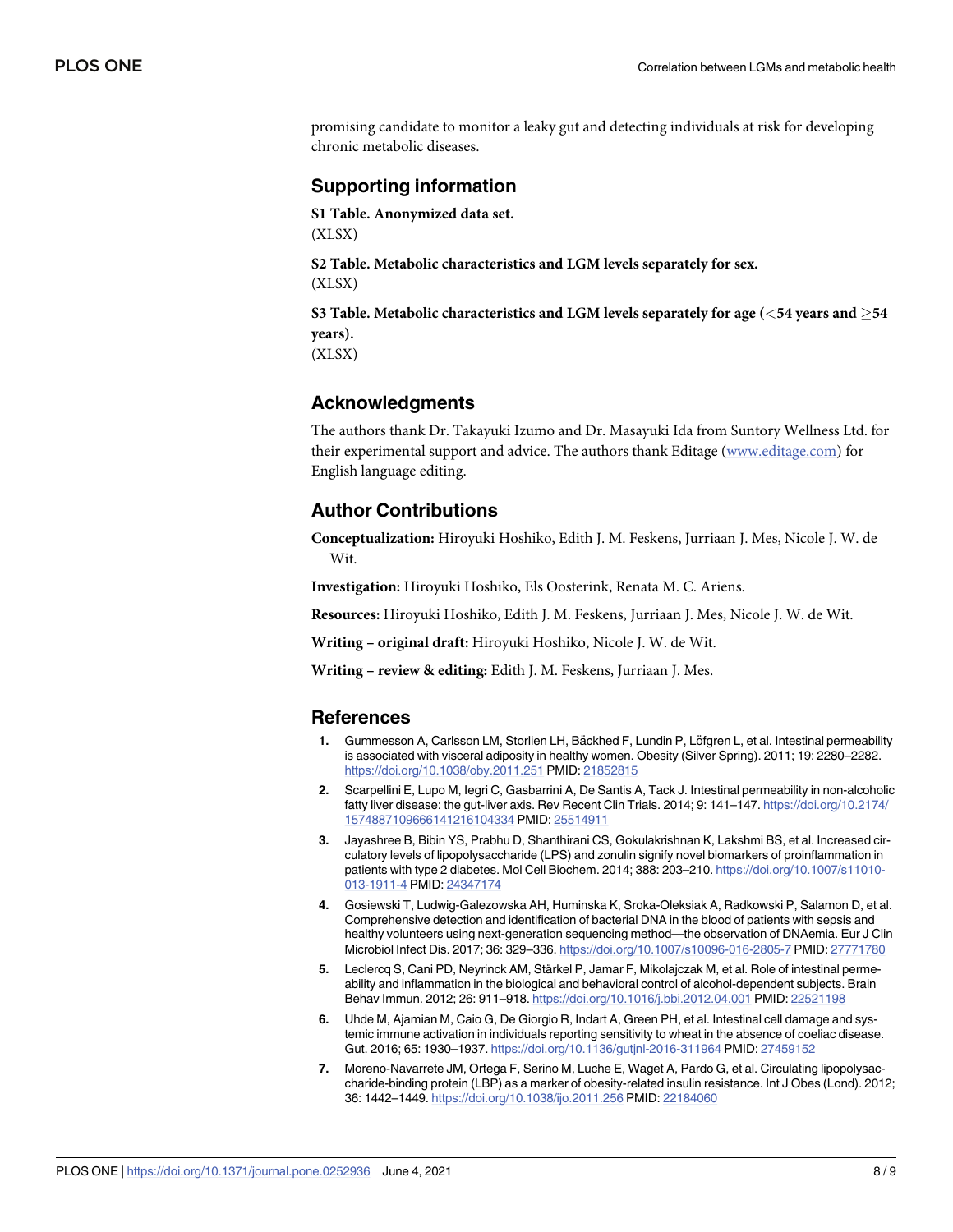promising candidate to monitor a leaky gut and detecting individuals at risk for developing chronic metabolic diseases.

## Supporting information

**S1 Table. Anonymized data set.**
(XLSX)

**S2 Table. Metabolic characteristics and LGM levels separately for sex.**
(XLSX)

**S3 Table. Metabolic characteristics and LGM levels separately for age (<54 years and ≥54 years).**
(XLSX)

## Acknowledgments

The authors thank Dr. Takayuki Izumo and Dr. Masayuki Ida from Suntory Wellness Ltd. for their experimental support and advice. The authors thank Editage (www.editage.com) for English language editing.

## Author Contributions

**Conceptualization:** Hiroyuki Hoshiko, Edith J. M. Feskens, Jurriaan J. Mes, Nicole J. W. de Wit.

**Investigation:** Hiroyuki Hoshiko, Els Oosterink, Renata M. C. Ariens.

**Resources:** Hiroyuki Hoshiko, Edith J. M. Feskens, Jurriaan J. Mes, Nicole J. W. de Wit.

**Writing – original draft:** Hiroyuki Hoshiko, Nicole J. W. de Wit.

**Writing – review & editing:** Edith J. M. Feskens, Jurriaan J. Mes.

## References

1. Gummesson A, Carlsson LM, Storlien LH, Bäckhed F, Lundin P, Löfgren L, et al. Intestinal permeability is associated with visceral adiposity in healthy women. Obesity (Silver Spring). 2011; 19: 2280–2282. https://doi.org/10.1038/oby.2011.251 PMID: 21852815
2. Scarpellini E, Lupo M, Iegri C, Gasbarrini A, De Santis A, Tack J. Intestinal permeability in non-alcoholic fatty liver disease: the gut-liver axis. Rev Recent Clin Trials. 2014; 9: 141–147. https://doi.org/10.2174/1574887109666141216104334 PMID: 25514911
3. Jayashree B, Bibin YS, Prabhu D, Shanthirani CS, Gokulakrishnan K, Lakshmi BS, et al. Increased circulatory levels of lipopolysaccharide (LPS) and zonulin signify novel biomarkers of proinflammation in patients with type 2 diabetes. Mol Cell Biochem. 2014; 388: 203–210. https://doi.org/10.1007/s11010-013-1911-4 PMID: 24347174
4. Gosiewski T, Ludwig-Galezowska AH, Huminska K, Sroka-Oleksiak A, Radkowski P, Salamon D, et al. Comprehensive detection and identification of bacterial DNA in the blood of patients with sepsis and healthy volunteers using next-generation sequencing method—the observation of DNAemia. Eur J Clin Microbiol Infect Dis. 2017; 36: 329–336. https://doi.org/10.1007/s10096-016-2805-7 PMID: 27771780
5. Leclercq S, Cani PD, Neyrinck AM, Stärkel P, Jamar F, Mikolajczak M, et al. Role of intestinal permeability and inflammation in the biological and behavioral control of alcohol-dependent subjects. Brain Behav Immun. 2012; 26: 911–918. https://doi.org/10.1016/j.bbi.2012.04.001 PMID: 22521198
6. Uhde M, Ajamian M, Caio G, De Giorgio R, Indart A, Green PH, et al. Intestinal cell damage and systemic immune activation in individuals reporting sensitivity to wheat in the absence of coeliac disease. Gut. 2016; 65: 1930–1937. https://doi.org/10.1136/gutjnl-2016-311964 PMID: 27459152
7. Moreno-Navarrete JM, Ortega F, Serino M, Luche E, Waget A, Pardo G, et al. Circulating lipopolysaccharide-binding protein (LBP) as a marker of obesity-related insulin resistance. Int J Obes (Lond). 2012; 36: 1442–1449. https://doi.org/10.1038/ijo.2011.256 PMID: 22184060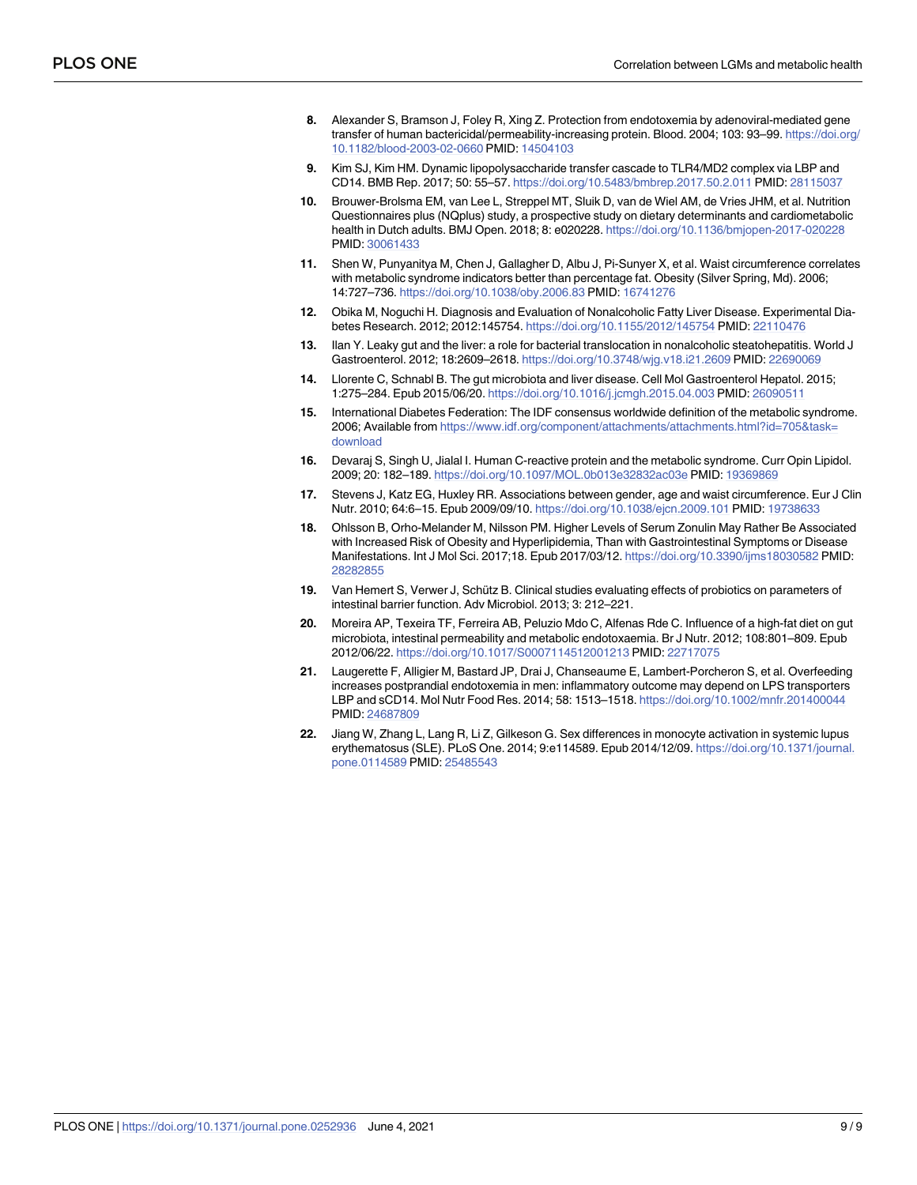8. Alexander S, Bramson J, Foley R, Xing Z. Protection from endotoxemia by adenoviral-mediated gene transfer of human bactericidal/permeability-increasing protein. Blood. 2004; 103: 93–99. https://doi.org/10.1182/blood-2003-02-0660 PMID: 14504103
9. Kim SJ, Kim HM. Dynamic lipopolysaccharide transfer cascade to TLR4/MD2 complex via LBP and CD14. BMB Rep. 2017; 50: 55–57. https://doi.org/10.5483/bmbrep.2017.50.2.011 PMID: 28115037
10. Brouwer-Brolsma EM, van Lee L, Streppel MT, Sluik D, van de Wiel AM, de Vries JHM, et al. Nutrition Questionnaires plus (NQplus) study, a prospective study on dietary determinants and cardiometabolic health in Dutch adults. BMJ Open. 2018; 8: e020228. https://doi.org/10.1136/bmjopen-2017-020228 PMID: 30061433
11. Shen W, Punyanitya M, Chen J, Gallagher D, Albu J, Pi-Sunyer X, et al. Waist circumference correlates with metabolic syndrome indicators better than percentage fat. Obesity (Silver Spring, Md). 2006; 14:727–736. https://doi.org/10.1038/oby.2006.83 PMID: 16741276
12. Obika M, Noguchi H. Diagnosis and Evaluation of Nonalcoholic Fatty Liver Disease. Experimental Diabetes Research. 2012; 2012:145754. https://doi.org/10.1155/2012/145754 PMID: 22110476
13. Ilan Y. Leaky gut and the liver: a role for bacterial translocation in nonalcoholic steatohepatitis. World J Gastroenterol. 2012; 18:2609–2618. https://doi.org/10.3748/wjg.v18.i21.2609 PMID: 22690069
14. Llorente C, Schnabl B. The gut microbiota and liver disease. Cell Mol Gastroenterol Hepatol. 2015; 1:275–284. Epub 2015/06/20. https://doi.org/10.1016/j.jcmgh.2015.04.003 PMID: 26090511
15. International Diabetes Federation: The IDF consensus worldwide definition of the metabolic syndrome. 2006; Available from https://www.idf.org/component/attachments/attachments.html?id=705&task=download
16. Devaraj S, Singh U, Jialal I. Human C-reactive protein and the metabolic syndrome. Curr Opin Lipidol. 2009; 20: 182–189. https://doi.org/10.1097/MOL.0b013e32832ac03e PMID: 19369869
17. Stevens J, Katz EG, Huxley RR. Associations between gender, age and waist circumference. Eur J Clin Nutr. 2010; 64:6–15. Epub 2009/09/10. https://doi.org/10.1038/ejcn.2009.101 PMID: 19738633
18. Ohlsson B, Orho-Melander M, Nilsson PM. Higher Levels of Serum Zonulin May Rather Be Associated with Increased Risk of Obesity and Hyperlipidemia, Than with Gastrointestinal Symptoms or Disease Manifestations. Int J Mol Sci. 2017;18. Epub 2017/03/12. https://doi.org/10.3390/ijms18030582 PMID: 28282855
19. Van Hemert S, Verwer J, Schütz B. Clinical studies evaluating effects of probiotics on parameters of intestinal barrier function. Adv Microbiol. 2013; 3: 212–221.
20. Moreira AP, Texeira TF, Ferreira AB, Peluzio Mdo C, Alfenas Rde C. Influence of a high-fat diet on gut microbiota, intestinal permeability and metabolic endotoxaemia. Br J Nutr. 2012; 108:801–809. Epub 2012/06/22. https://doi.org/10.1017/S0007114512001213 PMID: 22717075
21. Laugerette F, Alligier M, Bastard JP, Drai J, Chanseaume E, Lambert-Porcheron S, et al. Overfeeding increases postprandial endotoxemia in men: inflammatory outcome may depend on LPS transporters LBP and sCD14. Mol Nutr Food Res. 2014; 58: 1513–1518. https://doi.org/10.1002/mnfr.201400044 PMID: 24687809
22. Jiang W, Zhang L, Lang R, Li Z, Gilkeson G. Sex differences in monocyte activation in systemic lupus erythematosus (SLE). PLoS One. 2014; 9:e114589. Epub 2014/12/09. https://doi.org/10.1371/journal.pone.0114589 PMID: 25485543